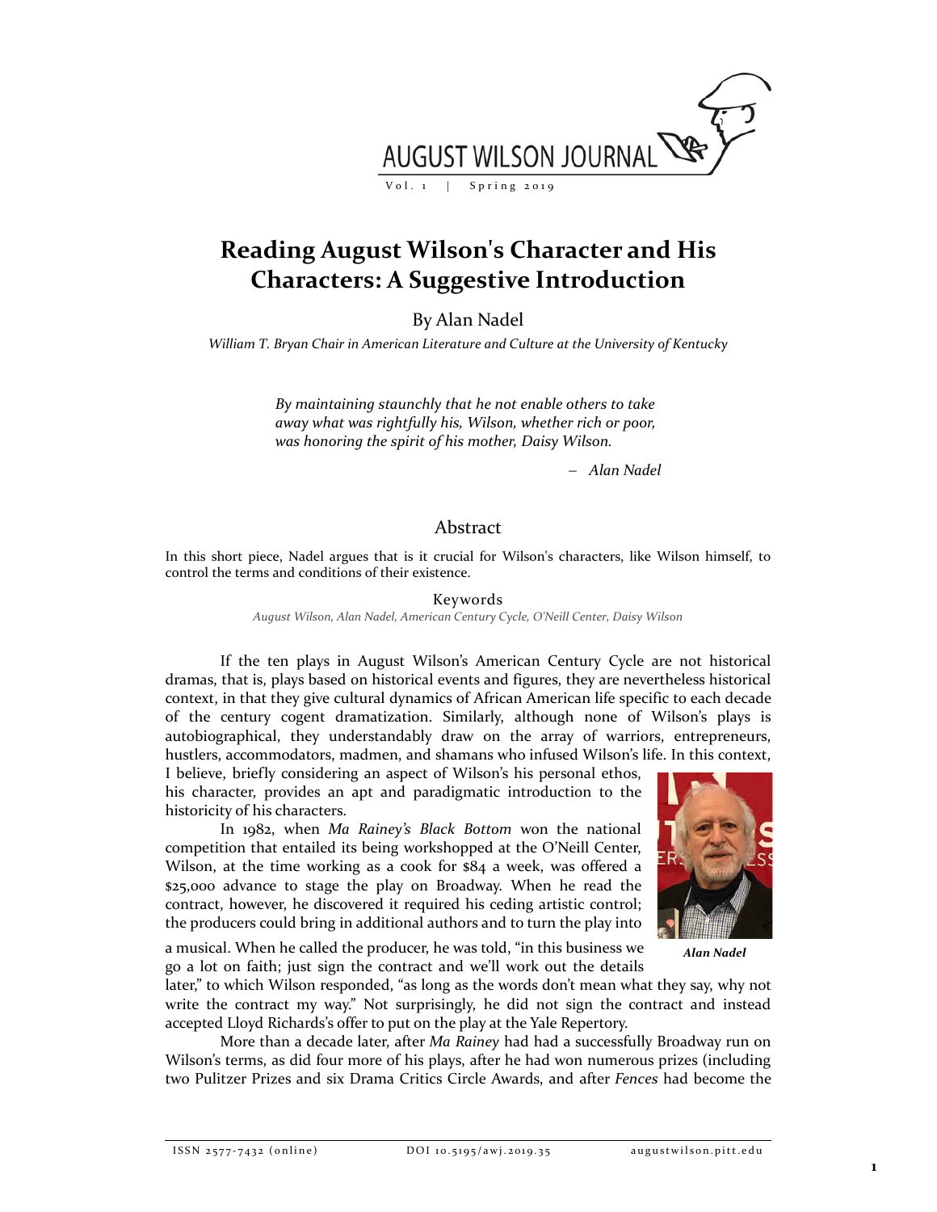# Reading August Wilson's Character and His Characters: A Suggestive Introduction

By Alan Nadel

*William T. Bryan Chair in American Literature and Culture at the University of Kentucky*

> *By maintaining staunchly that he not enable others to take away what was rightfully his, Wilson, whether rich or poor, was honoring the spirit of his mother, Daisy Wilson.*
>
> – *Alan Nadel*

## Abstract

In this short piece, Nadel argues that is it crucial for Wilson's characters, like Wilson himself, to control the terms and conditions of their existence.

### Keywords

*August Wilson, Alan Nadel, American Century Cycle, O'Neill Center, Daisy Wilson*

If the ten plays in August Wilson's American Century Cycle are not historical dramas, that is, plays based on historical events and figures, they are nevertheless historical context, in that they give cultural dynamics of African American life specific to each decade of the century cogent dramatization. Similarly, although none of Wilson's plays is autobiographical, they understandably draw on the array of warriors, entrepreneurs, hustlers, accommodators, madmen, and shamans who infused Wilson's life. In this context, I believe, briefly considering an aspect of Wilson's his personal ethos, his character, provides an apt and paradigmatic introduction to the historicity of his characters.

*Alan Nadel*

In 1982, when *Ma Rainey's Black Bottom* won the national competition that entailed its being workshopped at the O'Neill Center, Wilson, at the time working as a cook for $84 a week, was offered a $25,000 advance to stage the play on Broadway. When he read the contract, however, he discovered it required his ceding artistic control; the producers could bring in additional authors and to turn the play into a musical. When he called the producer, he was told, "in this business we go a lot on faith; just sign the contract and we'll work out the details later," to which Wilson responded, "as long as the words don't mean what they say, why not write the contract my way." Not surprisingly, he did not sign the contract and instead accepted Lloyd Richards's offer to put on the play at the Yale Repertory.

More than a decade later, after *Ma Rainey* had had a successfully Broadway run on Wilson's terms, as did four more of his plays, after he had won numerous prizes (including two Pulitzer Prizes and six Drama Critics Circle Awards, and after *Fences* had become the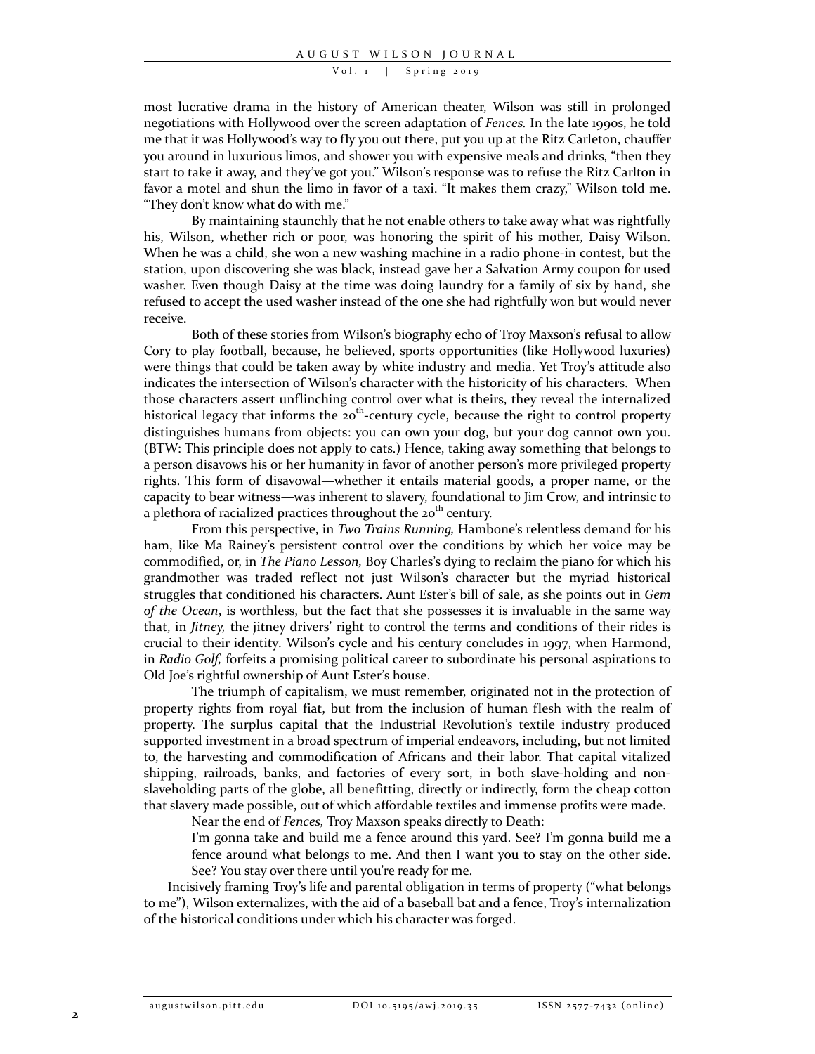most lucrative drama in the history of American theater, Wilson was still in prolonged negotiations with Hollywood over the screen adaptation of *Fences.* In the late 1990s, he told me that it was Hollywood's way to fly you out there, put you up at the Ritz Carleton, chauffer you around in luxurious limos, and shower you with expensive meals and drinks, "then they start to take it away, and they've got you." Wilson's response was to refuse the Ritz Carlton in favor a motel and shun the limo in favor of a taxi. "It makes them crazy," Wilson told me. "They don't know what do with me."

By maintaining staunchly that he not enable others to take away what was rightfully his, Wilson, whether rich or poor, was honoring the spirit of his mother, Daisy Wilson. When he was a child, she won a new washing machine in a radio phone-in contest, but the station, upon discovering she was black, instead gave her a Salvation Army coupon for used washer. Even though Daisy at the time was doing laundry for a family of six by hand, she refused to accept the used washer instead of the one she had rightfully won but would never receive.

Both of these stories from Wilson's biography echo of Troy Maxson's refusal to allow Cory to play football, because, he believed, sports opportunities (like Hollywood luxuries) were things that could be taken away by white industry and media. Yet Troy's attitude also indicates the intersection of Wilson's character with the historicity of his characters. When those characters assert unflinching control over what is theirs, they reveal the internalized historical legacy that informs the 20th-century cycle, because the right to control property distinguishes humans from objects: you can own your dog, but your dog cannot own you. (BTW: This principle does not apply to cats.) Hence, taking away something that belongs to a person disavows his or her humanity in favor of another person's more privileged property rights. This form of disavowal—whether it entails material goods, a proper name, or the capacity to bear witness—was inherent to slavery, foundational to Jim Crow, and intrinsic to a plethora of racialized practices throughout the 20th century.

From this perspective, in *Two Trains Running,* Hambone's relentless demand for his ham, like Ma Rainey's persistent control over the conditions by which her voice may be commodified, or, in *The Piano Lesson,* Boy Charles's dying to reclaim the piano for which his grandmother was traded reflect not just Wilson's character but the myriad historical struggles that conditioned his characters. Aunt Ester's bill of sale, as she points out in *Gem of the Ocean*, is worthless, but the fact that she possesses it is invaluable in the same way that, in *Jitney,* the jitney drivers' right to control the terms and conditions of their rides is crucial to their identity. Wilson's cycle and his century concludes in 1997, when Harmond, in *Radio Golf,* forfeits a promising political career to subordinate his personal aspirations to Old Joe's rightful ownership of Aunt Ester's house.

The triumph of capitalism, we must remember, originated not in the protection of property rights from royal fiat, but from the inclusion of human flesh with the realm of property. The surplus capital that the Industrial Revolution's textile industry produced supported investment in a broad spectrum of imperial endeavors, including, but not limited to, the harvesting and commodification of Africans and their labor. That capital vitalized shipping, railroads, banks, and factories of every sort, in both slave-holding and non-slaveholding parts of the globe, all benefitting, directly or indirectly, form the cheap cotton that slavery made possible, out of which affordable textiles and immense profits were made.

Near the end of *Fences,* Troy Maxson speaks directly to Death:

> I'm gonna take and build me a fence around this yard. See? I'm gonna build me a fence around what belongs to me. And then I want you to stay on the other side. See? You stay over there until you're ready for me.

Incisively framing Troy's life and parental obligation in terms of property ("what belongs to me"), Wilson externalizes, with the aid of a baseball bat and a fence, Troy's internalization of the historical conditions under which his character was forged.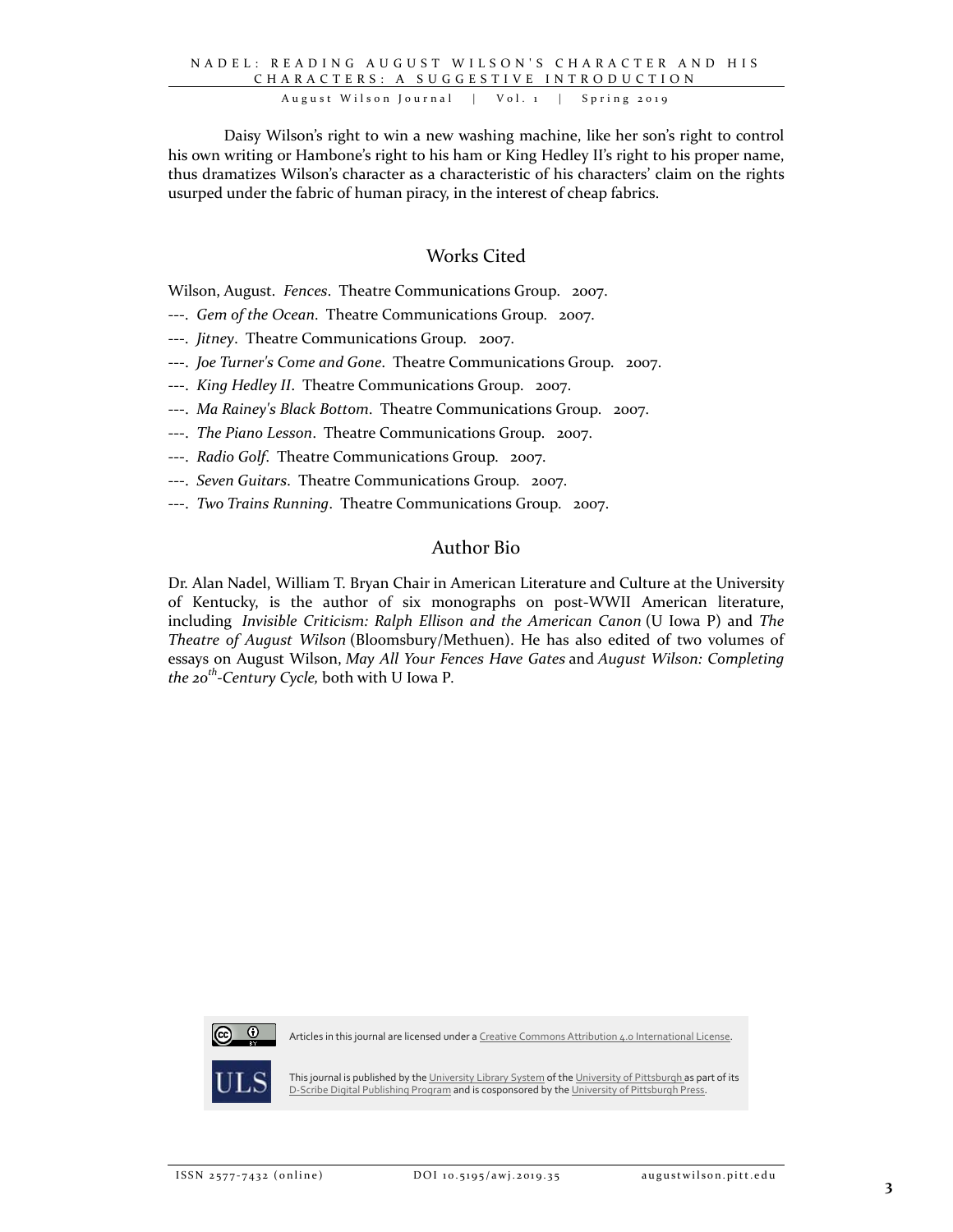Daisy Wilson's right to win a new washing machine, like her son's right to control his own writing or Hambone's right to his ham or King Hedley II's right to his proper name, thus dramatizes Wilson's character as a characteristic of his characters' claim on the rights usurped under the fabric of human piracy, in the interest of cheap fabrics.

## Works Cited

Wilson, August. *Fences*. Theatre Communications Group. 2007.

---. *Gem of the Ocean*. Theatre Communications Group. 2007.

---. *Jitney*. Theatre Communications Group. 2007.

---. *Joe Turner's Come and Gone*. Theatre Communications Group. 2007.

---. *King Hedley II*. Theatre Communications Group. 2007.

---. *Ma Rainey's Black Bottom*. Theatre Communications Group. 2007.

---. *The Piano Lesson*. Theatre Communications Group. 2007.

---. *Radio Golf*. Theatre Communications Group. 2007.

---. *Seven Guitars*. Theatre Communications Group. 2007.

---. *Two Trains Running*. Theatre Communications Group. 2007.

## Author Bio

Dr. Alan Nadel, William T. Bryan Chair in American Literature and Culture at the University of Kentucky, is the author of six monographs on post-WWII American literature, including *Invisible Criticism: Ralph Ellison and the American Canon* (U Iowa P) and *The Theatre of August Wilson* (Bloomsbury/Methuen). He has also edited of two volumes of essays on August Wilson, *May All Your Fences Have Gates* and *August Wilson: Completing the 20th-Century Cycle,* both with U Iowa P.

Articles in this journal are licensed under a Creative Commons Attribution 4.0 International License.

This journal is published by the University Library System of the University of Pittsburgh as part of its D-Scribe Digital Publishing Program and is cosponsored by the University of Pittsburgh Press.

ISSN 2577-7432 (online) DOI 10.5195/awj.2019.35 augustwilson.pitt.edu